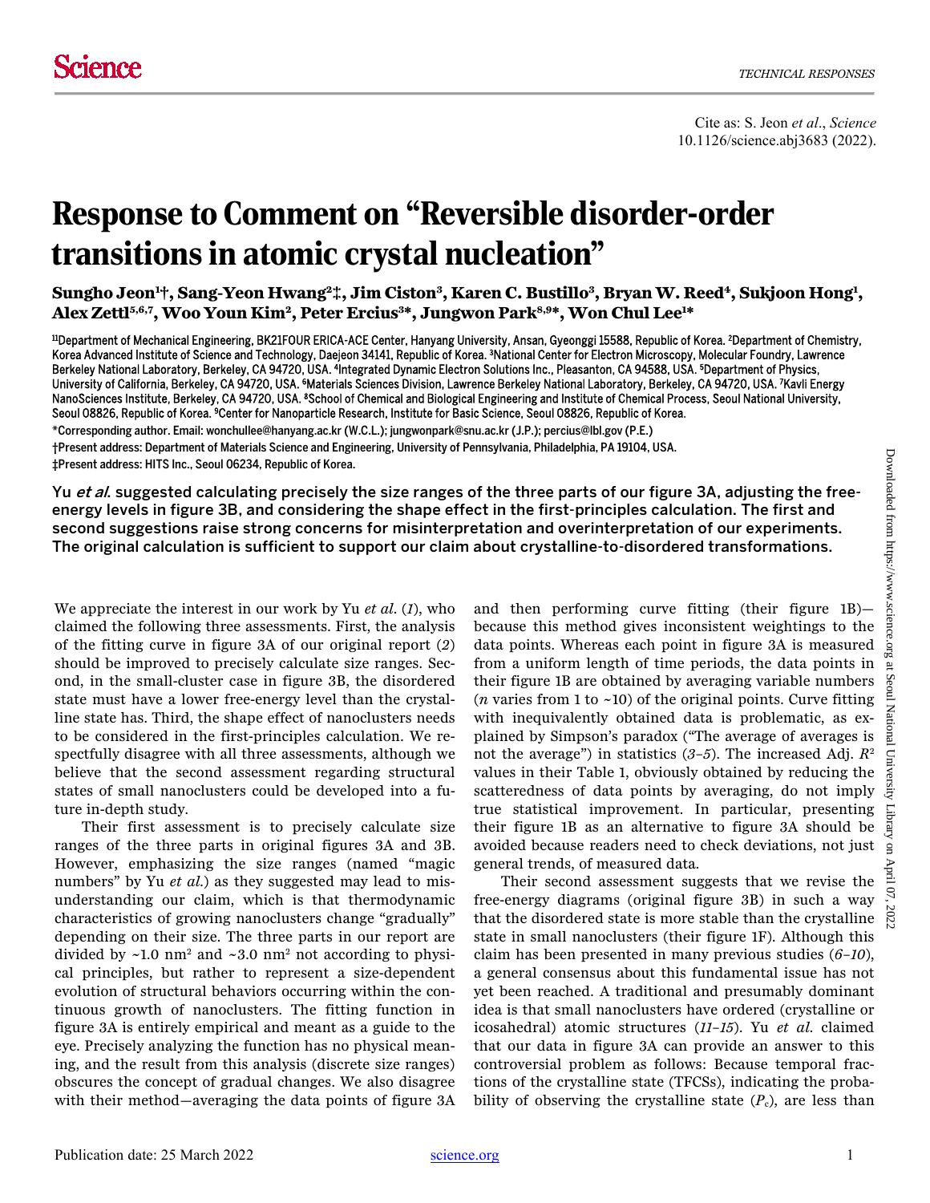Cite as: S. Jeon *et al.*, *Science* 10.1126/science.abj3683 (2022).

# Response to Comment on "Reversible disorder-order transitions in atomic crystal nucleation"

**Sungho Jeon[1]†, Sang-Yeon Hwang[2]‡, Jim Ciston[3], Karen C. Bustillo[3], Bryan W. Reed[4], Sukjoon Hong[1], Alex Zettl[5,6,7], Woo Youn Kim[2], Peter Ercius[3]*, Jungwon Park[8,9]*, Won Chul Lee[1]***

[1]Department of Mechanical Engineering, BK21FOUR ERICA-ACE Center, Hanyang University, Ansan, Gyeonggi 15588, Republic of Korea. [2]Department of Chemistry, Korea Advanced Institute of Science and Technology, Daejeon 34141, Republic of Korea. [3]National Center for Electron Microscopy, Molecular Foundry, Lawrence Berkeley National Laboratory, Berkeley, CA 94720, USA. [4]Integrated Dynamic Electron Solutions Inc., Pleasanton, CA 94588, USA. [5]Department of Physics, University of California, Berkeley, CA 94720, USA. [6]Materials Sciences Division, Lawrence Berkeley National Laboratory, Berkeley, CA 94720, USA. [7]Kavli Energy NanoSciences Institute, Berkeley, CA 94720, USA. [8]School of Chemical and Biological Engineering and Institute of Chemical Process, Seoul National University, Seoul 08826, Republic of Korea. [9]Center for Nanoparticle Research, Institute for Basic Science, Seoul 08826, Republic of Korea.

*Corresponding author. Email: wonchullee@hanyang.ac.kr (W.C.L.); jungwonpark@snu.ac.kr (J.P.); percius@lbl.gov (P.E.)

†Present address: Department of Materials Science and Engineering, University of Pennsylvania, Philadelphia, PA 19104, USA.

‡Present address: HITS Inc., Seoul 06234, Republic of Korea.

Yu *et al.* suggested calculating precisely the size ranges of the three parts of our figure 3A, adjusting the free-energy levels in figure 3B, and considering the shape effect in the first-principles calculation. The first and second suggestions raise strong concerns for misinterpretation and overinterpretation of our experiments. The original calculation is sufficient to support our claim about crystalline-to-disordered transformations.

We appreciate the interest in our work by Yu *et al.* (*1*), who claimed the following three assessments. First, the analysis of the fitting curve in figure 3A of our original report (*2*) should be improved to precisely calculate size ranges. Second, in the small-cluster case in figure 3B, the disordered state must have a lower free-energy level than the crystalline state has. Third, the shape effect of nanoclusters needs to be considered in the first-principles calculation. We respectfully disagree with all three assessments, although we believe that the second assessment regarding structural states of small nanoclusters could be developed into a future in-depth study.

Their first assessment is to precisely calculate size ranges of the three parts in original figures 3A and 3B. However, emphasizing the size ranges (named "magic numbers" by Yu *et al.*) as they suggested may lead to misunderstanding our claim, which is that thermodynamic characteristics of growing nanoclusters change "gradually" depending on their size. The three parts in our report are divided by ~1.0 nm² and ~3.0 nm² not according to physical principles, but rather to represent a size-dependent evolution of structural behaviors occurring within the continuous growth of nanoclusters. The fitting function in figure 3A is entirely empirical and meant as a guide to the eye. Precisely analyzing the function has no physical meaning, and the result from this analysis (discrete size ranges) obscures the concept of gradual changes. We also disagree with their method—averaging the data points of figure 3A and then performing curve fitting (their figure 1B)—because this method gives inconsistent weightings to the data points. Whereas each point in figure 3A is measured from a uniform length of time periods, the data points in their figure 1B are obtained by averaging variable numbers ($n$ varies from 1 to ~10) of the original points. Curve fitting with inequivalently obtained data is problematic, as explained by Simpson's paradox ("The average of averages is not the average") in statistics (*3–5*). The increased Adj. $R^2$ values in their Table 1, obviously obtained by reducing the scatteredness of data points by averaging, do not imply true statistical improvement. In particular, presenting their figure 1B as an alternative to figure 3A should be avoided because readers need to check deviations, not just general trends, of measured data.

Their second assessment suggests that we revise the free-energy diagrams (original figure 3B) in such a way that the disordered state is more stable than the crystalline state in small nanoclusters (their figure 1F). Although this claim has been presented in many previous studies (*6–10*), a general consensus about this fundamental issue has not yet been reached. A traditional and presumably dominant idea is that small nanoclusters have ordered (crystalline or icosahedral) atomic structures (*11–15*). Yu *et al.* claimed that our data in figure 3A can provide an answer to this controversial problem as follows: Because temporal fractions of the crystalline state (TFCSs), indicating the probability of observing the crystalline state ($P_c$), are less than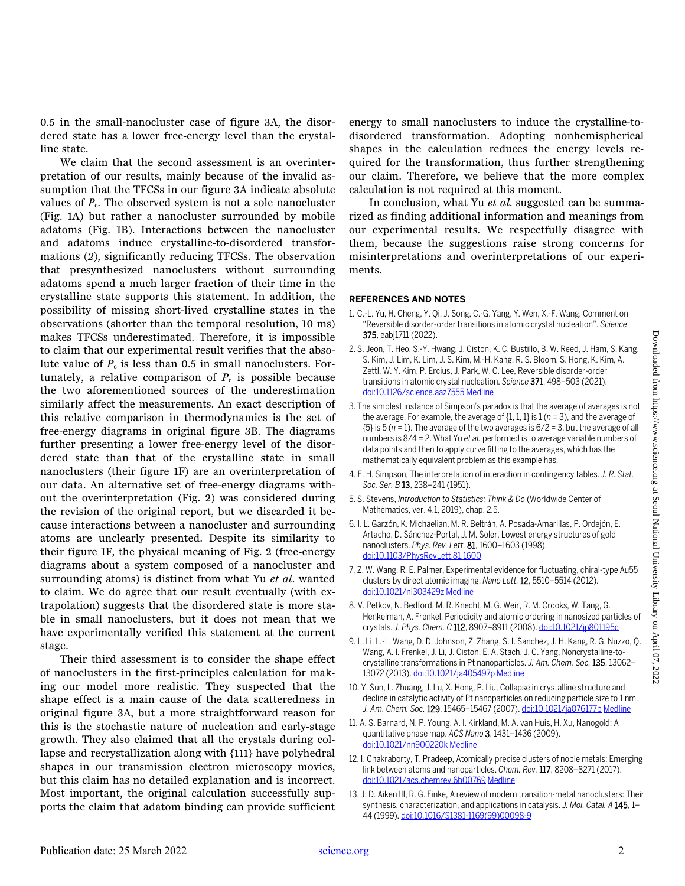0.5 in the small-nanocluster case of figure 3A, the disordered state has a lower free-energy level than the crystalline state.

We claim that the second assessment is an overinterpretation of our results, mainly because of the invalid assumption that the TFCSs in our figure 3A indicate absolute values of $P_c$. The observed system is not a sole nanocluster (Fig. 1A) but rather a nanocluster surrounded by mobile adatoms (Fig. 1B). Interactions between the nanocluster and adatoms induce crystalline-to-disordered transformations (*2*), significantly reducing TFCSs. The observation that presynthesized nanoclusters without surrounding adatoms spend a much larger fraction of their time in the crystalline state supports this statement. In addition, the possibility of missing short-lived crystalline states in the observations (shorter than the temporal resolution, 10 ms) makes TFCSs underestimated. Therefore, it is impossible to claim that our experimental result verifies that the absolute value of $P_c$ is less than 0.5 in small nanoclusters. Fortunately, a relative comparison of $P_c$ is possible because the two aforementioned sources of the underestimation similarly affect the measurements. An exact description of this relative comparison in thermodynamics is the set of free-energy diagrams in original figure 3B. The diagrams further presenting a lower free-energy level of the disordered state than that of the crystalline state in small nanoclusters (their figure 1F) are an overinterpretation of our data. An alternative set of free-energy diagrams without the overinterpretation (Fig. 2) was considered during the revision of the original report, but we discarded it because interactions between a nanocluster and surrounding atoms are unclearly presented. Despite its similarity to their figure 1F, the physical meaning of Fig. 2 (free-energy diagrams about a system composed of a nanocluster and surrounding atoms) is distinct from what Yu *et al.* wanted to claim. We do agree that our result eventually (with extrapolation) suggests that the disordered state is more stable in small nanoclusters, but it does not mean that we have experimentally verified this statement at the current stage.

Their third assessment is to consider the shape effect of nanoclusters in the first-principles calculation for making our model more realistic. They suspected that the shape effect is a main cause of the data scatteredness in original figure 3A, but a more straightforward reason for this is the stochastic nature of nucleation and early-stage growth. They also claimed that all the crystals during collapse and recrystallization along with {111} have polyhedral shapes in our transmission electron microscopy movies, but this claim has no detailed explanation and is incorrect. Most important, the original calculation successfully supports the claim that adatom binding can provide sufficient energy to small nanoclusters to induce the crystalline-to-disordered transformation. Adopting nonhemispherical shapes in the calculation reduces the energy levels required for the transformation, thus further strengthening our claim. Therefore, we believe that the more complex calculation is not required at this moment.

In conclusion, what Yu *et al.* suggested can be summarized as finding additional information and meanings from our experimental results. We respectfully disagree with them, because the suggestions raise strong concerns for misinterpretations and overinterpretations of our experiments.

## REFERENCES AND NOTES

1. C.-L. Yu, H. Cheng, Y. Qi, J. Song, C.-G. Yang, Y. Wen, X.-F. Wang, Comment on "Reversible disorder-order transitions in atomic crystal nucleation". *Science* **375**, eabj1711 (2022).
2. S. Jeon, T. Heo, S.-Y. Hwang, J. Ciston, K. C. Bustillo, B. W. Reed, J. Ham, S. Kang, S. Kim, J. Lim, K. Lim, J. S. Kim, M.-H. Kang, R. S. Bloom, S. Hong, K. Kim, A. Zettl, W. Y. Kim, P. Ercius, J. Park, W. C. Lee, Reversible disorder-order transitions in atomic crystal nucleation. *Science* **371**, 498–503 (2021). doi:10.1126/science.aaz7555 Medline
3. The simplest instance of Simpson's paradox is that the average of averages is not the average. For example, the average of {1, 1, 1} is 1 ($n = 3$), and the average of {5} is 5 ($n = 1$). The average of the two averages is 6/2 = 3, but the average of all numbers is 8/4 = 2. What Yu *et al.* performed is to average variable numbers of data points and then to apply curve fitting to the averages, which has the mathematically equivalent problem as this example has.
4. E. H. Simpson, The interpretation of interaction in contingency tables. *J. R. Stat. Soc. Ser. B* **13**, 238–241 (1951).
5. S. Stevens, *Introduction to Statistics: Think & Do* (Worldwide Center of Mathematics, ver. 4.1, 2019), chap. 2.5.
6. I. L. Garzón, K. Michaelian, M. R. Beltrán, A. Posada-Amarillas, P. Ordejón, E. Artacho, D. Sánchez-Portal, J. M. Soler, Lowest energy structures of gold nanoclusters. *Phys. Rev. Lett.* **81**, 1600–1603 (1998). doi:10.1103/PhysRevLett.81.1600
7. Z. W. Wang, R. E. Palmer, Experimental evidence for fluctuating, chiral-type Au55 clusters by direct atomic imaging. *Nano Lett.* **12**, 5510–5514 (2012). doi:10.1021/nl303429z Medline
8. V. Petkov, N. Bedford, M. R. Knecht, M. G. Weir, R. M. Crooks, W. Tang, G. Henkelman, A. Frenkel, Periodicity and atomic ordering in nanosized particles of crystals. *J. Phys. Chem. C* **112**, 8907–8911 (2008). doi:10.1021/jp801195c
9. L. Li, L.-L. Wang, D. D. Johnson, Z. Zhang, S. I. Sanchez, J. H. Kang, R. G. Nuzzo, Q. Wang, A. I. Frenkel, J. Li, J. Ciston, E. A. Stach, J. C. Yang, Noncrystalline-to-crystalline transformations in Pt nanoparticles. *J. Am. Chem. Soc.* **135**, 13062–13072 (2013). doi:10.1021/ja405497p Medline
10. Y. Sun, L. Zhuang, J. Lu, X. Hong, P. Liu, Collapse in crystalline structure and decline in catalytic activity of Pt nanoparticles on reducing particle size to 1 nm. *J. Am. Chem. Soc.* **129**, 15465–15467 (2007). doi:10.1021/ja076177b Medline
11. A. S. Barnard, N. P. Young, A. I. Kirkland, M. A. van Huis, H. Xu, Nanogold: A quantitative phase map. *ACS Nano* **3**, 1431–1436 (2009). doi:10.1021/nn900220k Medline
12. I. Chakraborty, T. Pradeep, Atomically precise clusters of noble metals: Emerging link between atoms and nanoparticles. *Chem. Rev.* **117**, 8208–8271 (2017). doi:10.1021/acs.chemrev.6b00769 Medline
13. J. D. Aiken III, R. G. Finke, A review of modern transition-metal nanoclusters: Their synthesis, characterization, and applications in catalysis. *J. Mol. Catal. A* **145**, 1–44 (1999). doi:10.1016/S1381-1169(99)00098-9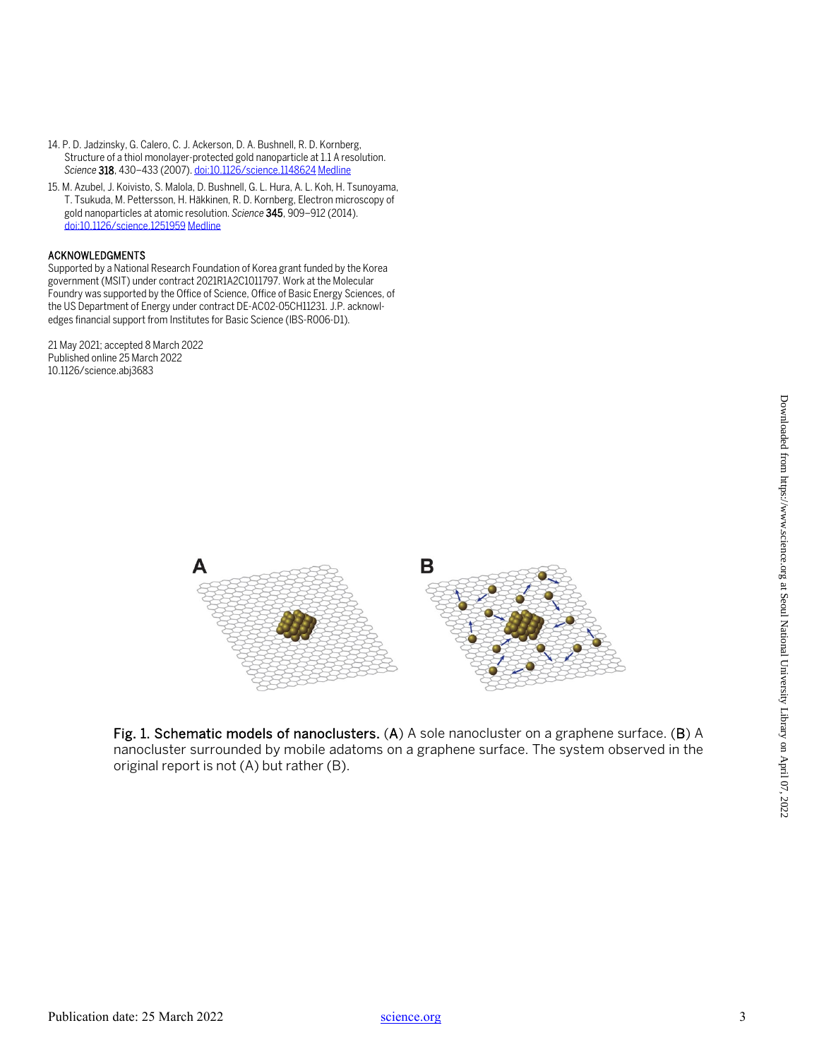14. P. D. Jadzinsky, G. Calero, C. J. Ackerson, D. A. Bushnell, R. D. Kornberg, Structure of a thiol monolayer-protected gold nanoparticle at 1.1 Å resolution. *Science* **318**, 430–433 (2007). doi:10.1126/science.1148624 Medline
15. M. Azubel, J. Koivisto, S. Malola, D. Bushnell, G. L. Hura, A. L. Koh, H. Tsunoyama, T. Tsukuda, M. Pettersson, H. Häkkinen, R. D. Kornberg, Electron microscopy of gold nanoparticles at atomic resolution. *Science* **345**, 909–912 (2014). doi:10.1126/science.1251959 Medline

## ACKNOWLEDGMENTS

Supported by a National Research Foundation of Korea grant funded by the Korea government (MSIT) under contract 2021R1A2C1011797. Work at the Molecular Foundry was supported by the Office of Science, Office of Basic Energy Sciences, of the US Department of Energy under contract DE-AC02-05CH11231. J.P. acknowledges financial support from Institutes for Basic Science (IBS-R006-D1).

21 May 2021; accepted 8 March 2022
Published online 25 March 2022
10.1126/science.abj3683

**Fig. 1. Schematic models of nanoclusters.** (**A**) A sole nanocluster on a graphene surface. (**B**) A nanocluster surrounded by mobile adatoms on a graphene surface. The system observed in the original report is not (A) but rather (B).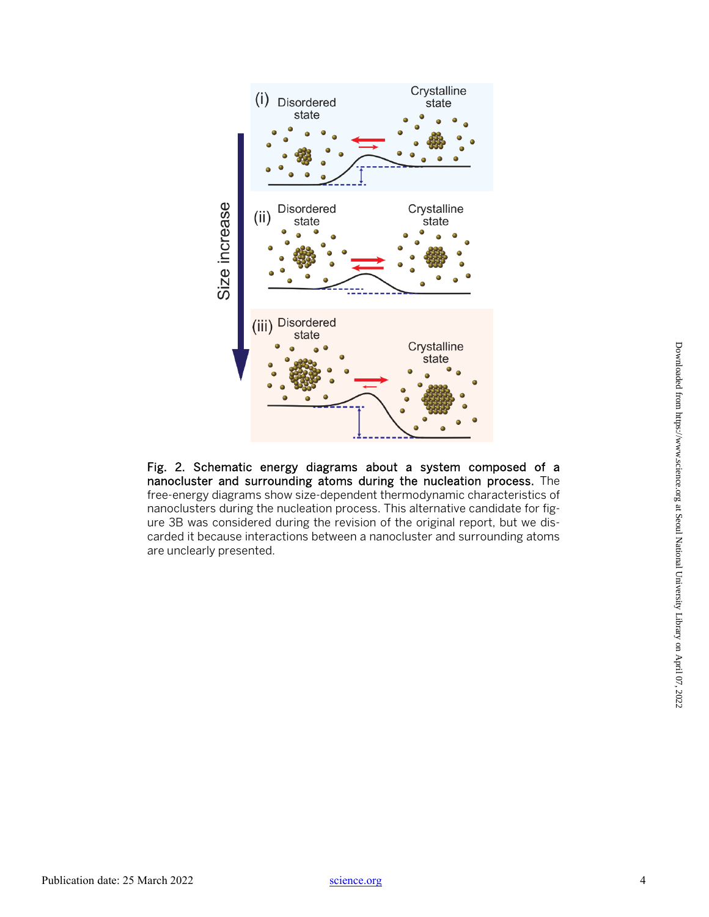**Fig. 2. Schematic energy diagrams about a system composed of a nanocluster and surrounding atoms during the nucleation process.** The free-energy diagrams show size-dependent thermodynamic characteristics of nanoclusters during the nucleation process. This alternative candidate for figure 3B was considered during the revision of the original report, but we discarded it because interactions between a nanocluster and surrounding atoms are unclearly presented.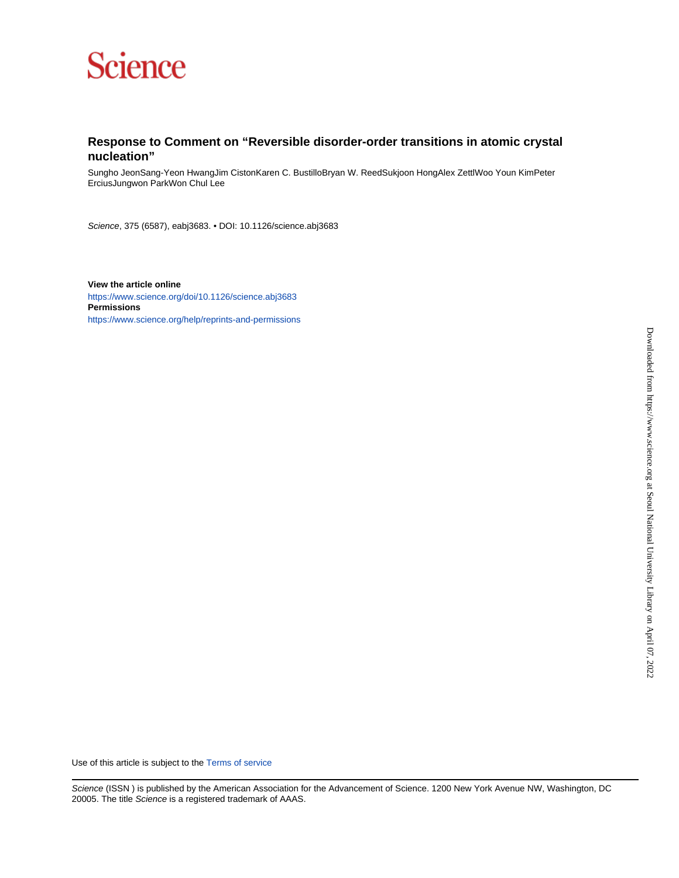# Science

## Response to Comment on "Reversible disorder-order transitions in atomic crystal nucleation"

Sungho JeonSang-Yeon HwangJim CistonKaren C. BustilloBryan W. ReedSukjoon HongAlex ZettlWoo Youn KimPeter ErciusJungwon ParkWon Chul Lee

*Science*, 375 (6587), eabj3683. • DOI: 10.1126/science.abj3683

**View the article online**
https://www.science.org/doi/10.1126/science.abj3683
**Permissions**
https://www.science.org/help/reprints-and-permissions

Use of this article is subject to the Terms of service

*Science* (ISSN ) is published by the American Association for the Advancement of Science. 1200 New York Avenue NW, Washington, DC 20005. The title *Science* is a registered trademark of AAAS.